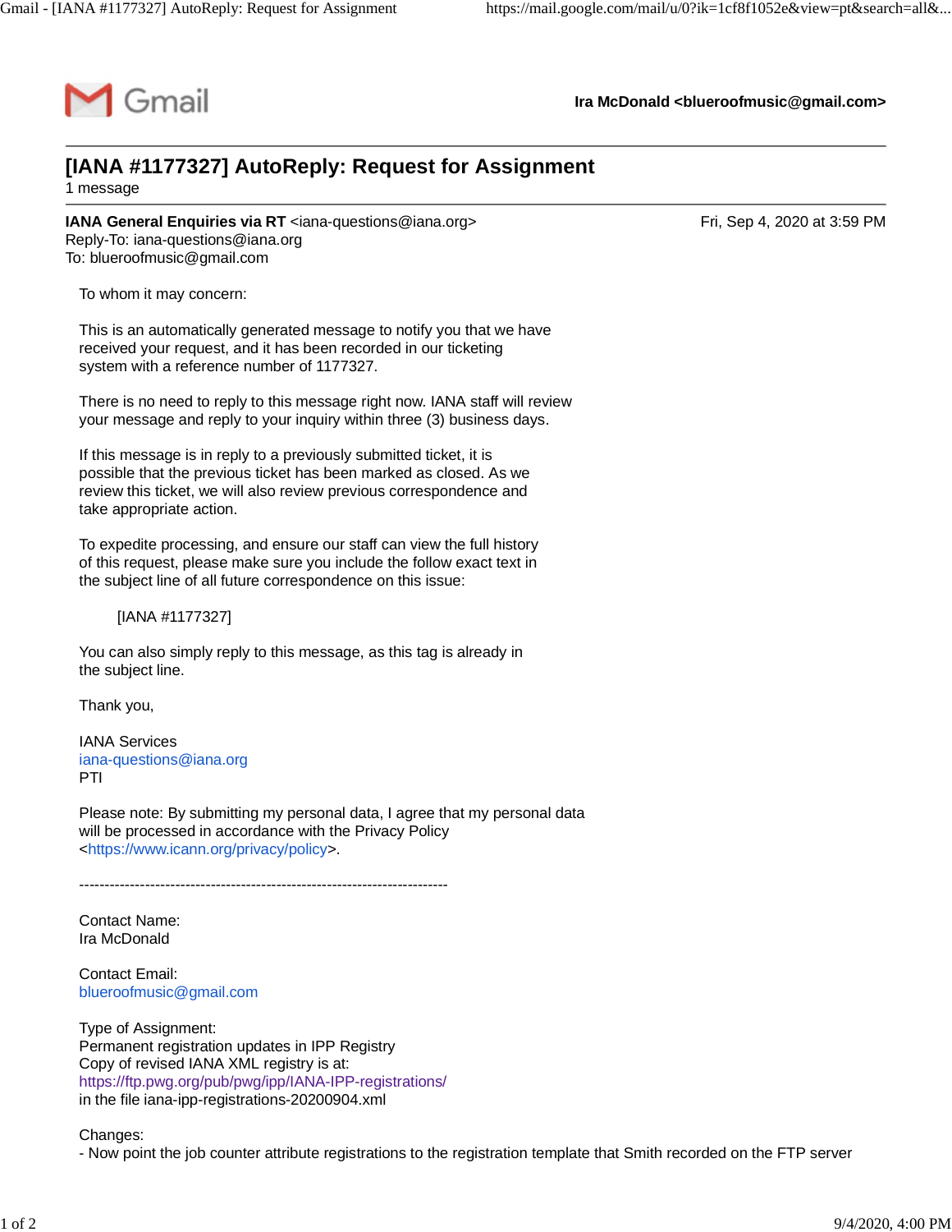Gmail

**Ira McDonald <blueroofmusic@gmail.com>**

---

# [IANA #1177327] AutoReply: Request for Assignment

1 message

---

**IANA General Enquiries via RT** <iana-questions@iana.org>  
Reply-To: iana-questions@iana.org  
To: blueroofmusic@gmail.com

Fri, Sep 4, 2020 at 3:59 PM

To whom it may concern:

This is an automatically generated message to notify you that we have received your request, and it has been recorded in our ticketing system with a reference number of 1177327.

There is no need to reply to this message right now. IANA staff will review your message and reply to your inquiry within three (3) business days.

If this message is in reply to a previously submitted ticket, it is possible that the previous ticket has been marked as closed. As we review this ticket, we will also review previous correspondence and take appropriate action.

To expedite processing, and ensure our staff can view the full history of this request, please make sure you include the follow exact text in the subject line of all future correspondence on this issue:

    [IANA #1177327]

You can also simply reply to this message, as this tag is already in the subject line.

Thank you,

IANA Services  
iana-questions@iana.org  
PTI

Please note: By submitting my personal data, I agree that my personal data will be processed in accordance with the Privacy Policy <https://www.icann.org/privacy/policy>.

-------------------------------------------------------------------------

Contact Name:  
Ira McDonald

Contact Email:  
blueroofmusic@gmail.com

Type of Assignment:  
Permanent registration updates in IPP Registry  
Copy of revised IANA XML registry is at:  
https://ftp.pwg.org/pub/pwg/ipp/IANA-IPP-registrations/  
in the file iana-ipp-registrations-20200904.xml

Changes:  
- Now point the job counter attribute registrations to the registration template that Smith recorded on the FTP server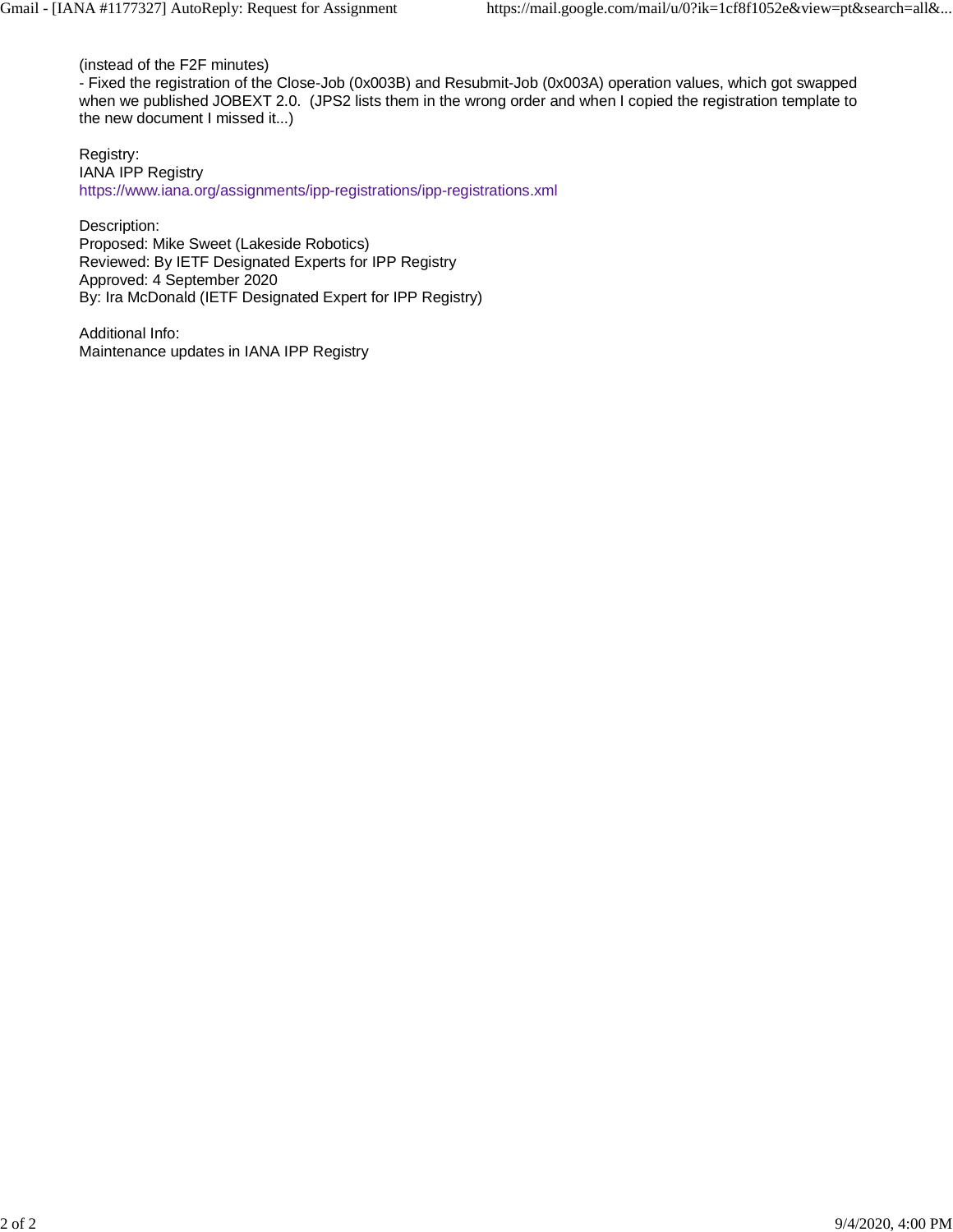(instead of the F2F minutes)
- Fixed the registration of the Close-Job (0x003B) and Resubmit-Job (0x003A) operation values, which got swapped when we published JOBEXT 2.0. (JPS2 lists them in the wrong order and when I copied the registration template to the new document I missed it...)

Registry:
IANA IPP Registry
https://www.iana.org/assignments/ipp-registrations/ipp-registrations.xml

Description:
Proposed: Mike Sweet (Lakeside Robotics)
Reviewed: By IETF Designated Experts for IPP Registry
Approved: 4 September 2020
By: Ira McDonald (IETF Designated Expert for IPP Registry)

Additional Info:
Maintenance updates in IANA IPP Registry